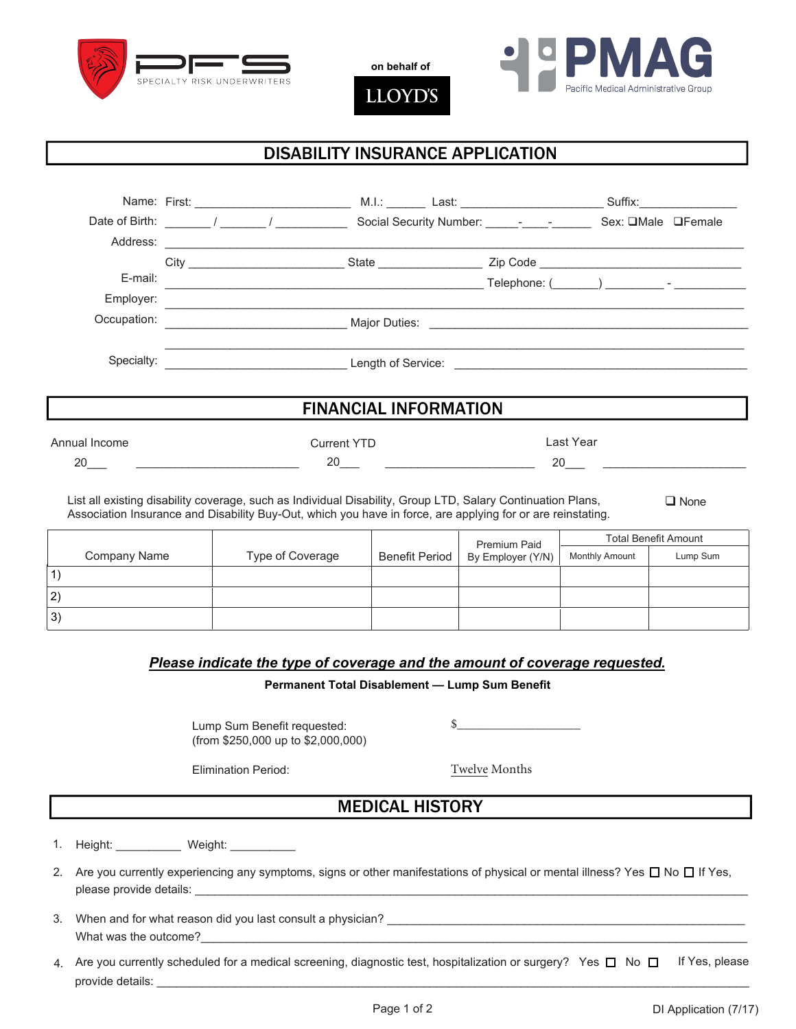PFS SPECIALTY RISK UNDERWRITERS

on behalf of

LLOYD'S

PMAG Pacific Medical Administrative Group

# DISABILITY INSURANCE APPLICATION

Name: First: ______________________ M.I.: ______ Last: ______________________ Suffix: _______________

Date of Birth: _______ / _______ / ___________ Social Security Number: _____-____-______ Sex: ❑Male ❑Female

Address: ____________________________________________________________________________

City ________________________ State ________________ Zip Code ______________________________

E-mail: ________________________________________________ Telephone: (_______) _________ - ___________

Employer: ____________________________________________________________________________

Occupation: ___________________________ Major Duties: _______________________________________________

____________________________________________________________________________

Specialty: ___________________________ Length of Service: ____________________________________________

# FINANCIAL INFORMATION

Annual Income 20___ _________________________ Current YTD 20___ _______________________ Last Year 20___ ______________________

List all existing disability coverage, such as Individual Disability, Group LTD, Salary Continuation Plans, Association Insurance and Disability Buy-Out, which you have in force, are applying for or are reinstating. ❑ None

| Company Name | Type of Coverage | Benefit Period | Premium Paid By Employer (Y/N) | Total Benefit Amount | |
|---|---|---|---|---|---|
| | | | | Monthly Amount | Lump Sum |
| 1) | | | | | |
| 2) | | | | | |
| 3) | | | | | |

***Please indicate the type of coverage and the amount of coverage requested.***

**Permanent Total Disablement — Lump Sum Benefit**

Lump Sum Benefit requested: (from $250,000 up to $2,000,000) $____________________

Elimination Period: Twelve Months

# MEDICAL HISTORY

1. Height: __________ Weight: __________
2. Are you currently experiencing any symptoms, signs or other manifestations of physical or mental illness? Yes ☐ No ☐ If Yes, please provide details: ____________________________________________________________________________
3. When and for what reason did you last consult a physician? ______________________________________________ What was the outcome?____________________________________________________________________________
4. Are you currently scheduled for a medical screening, diagnostic test, hospitalization or surgery? Yes ☐ No ☐ If Yes, please provide details: ____________________________________________________________________________

DI Application (7/17)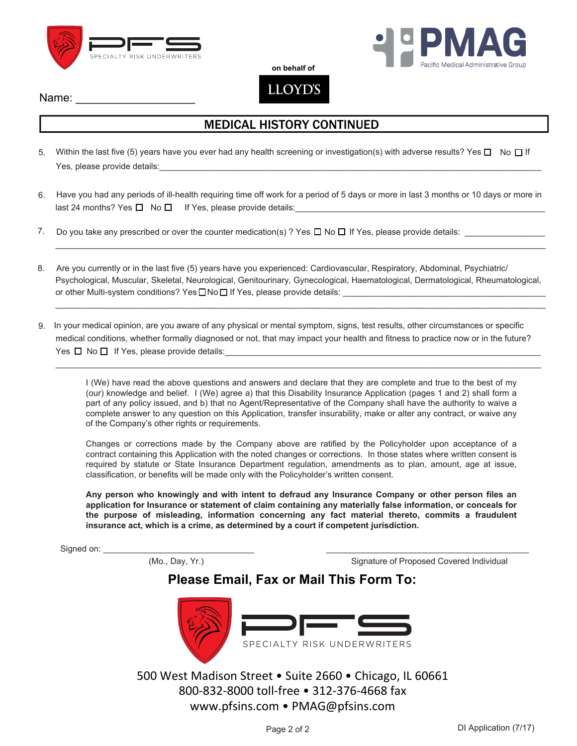SPECIALTY RISK UNDERWRITERS

on behalf of

LLOYD'S

PMAG Pacific Medical Administrative Group

Name: ___________________

## MEDICAL HISTORY CONTINUED

5. Within the last five (5) years have you ever had any health screening or investigation(s) with adverse results? Yes ☐ No ☐ If Yes, please provide details:________________________________________________

6. Have you had any periods of ill-health requiring time off work for a period of 5 days or more in last 3 months or 10 days or more in last 24 months? Yes ☐ No ☐ If Yes, please provide details:________________________________

7. Do you take any prescribed or over the counter medication(s) ? Yes ☐ No ☐ If Yes, please provide details: ________________
________________________________________________________________________________

8. Are you currently or in the last five (5) years have you experienced: Cardiovascular, Respiratory, Abdominal, Psychiatric/ Psychological, Muscular, Skeletal, Neurological, Genitourinary, Gynecological, Haematological, Dermatological, Rheumatological, or other Multi-system conditions? Yes ☐ No ☐ If Yes, please provide details: ______________________________
________________________________________________________________________________

9. In your medical opinion, are you aware of any physical or mental symptom, signs, test results, other circumstances or specific medical conditions, whether formally diagnosed or not, that may impact your health and fitness to practice now or in the future? Yes ☐ No ☐ If Yes, please provide details:________________________________________
________________________________________________________________________________

I (We) have read the above questions and answers and declare that they are complete and true to the best of my (our) knowledge and belief. I (We) agree a) that this Disability Insurance Application (pages 1 and 2) shall form a part of any policy issued, and b) that no Agent/Representative of the Company shall have the authority to waive a complete answer to any question on this Application, transfer insurability, make or alter any contract, or waive any of the Company's other rights or requirements.

Changes or corrections made by the Company above are ratified by the Policyholder upon acceptance of a contract containing this Application with the noted changes or corrections. In those states where written consent is required by statute or State Insurance Department regulation, amendments as to plan, amount, age at issue, classification, or benefits will be made only with the Policyholder's written consent.

**Any person who knowingly and with intent to defraud any Insurance Company or other person files an application for Insurance or statement of claim containing any materially false information, or conceals for the purpose of misleading, information concerning any fact material thereto, commits a fraudulent insurance act, which is a crime, as determined by a court if competent jurisdiction.**

Signed on: ______________________________ ________________________________________
(Mo., Day, Yr.) Signature of Proposed Covered Individual

### Please Email, Fax or Mail This Form To:

SPECIALTY RISK UNDERWRITERS

500 West Madison Street • Suite 2660 • Chicago, IL 60661
800-832-8000 toll-free • 312-376-4668 fax
www.pfsins.com • PMAG@pfsins.com

DI Application (7/17)